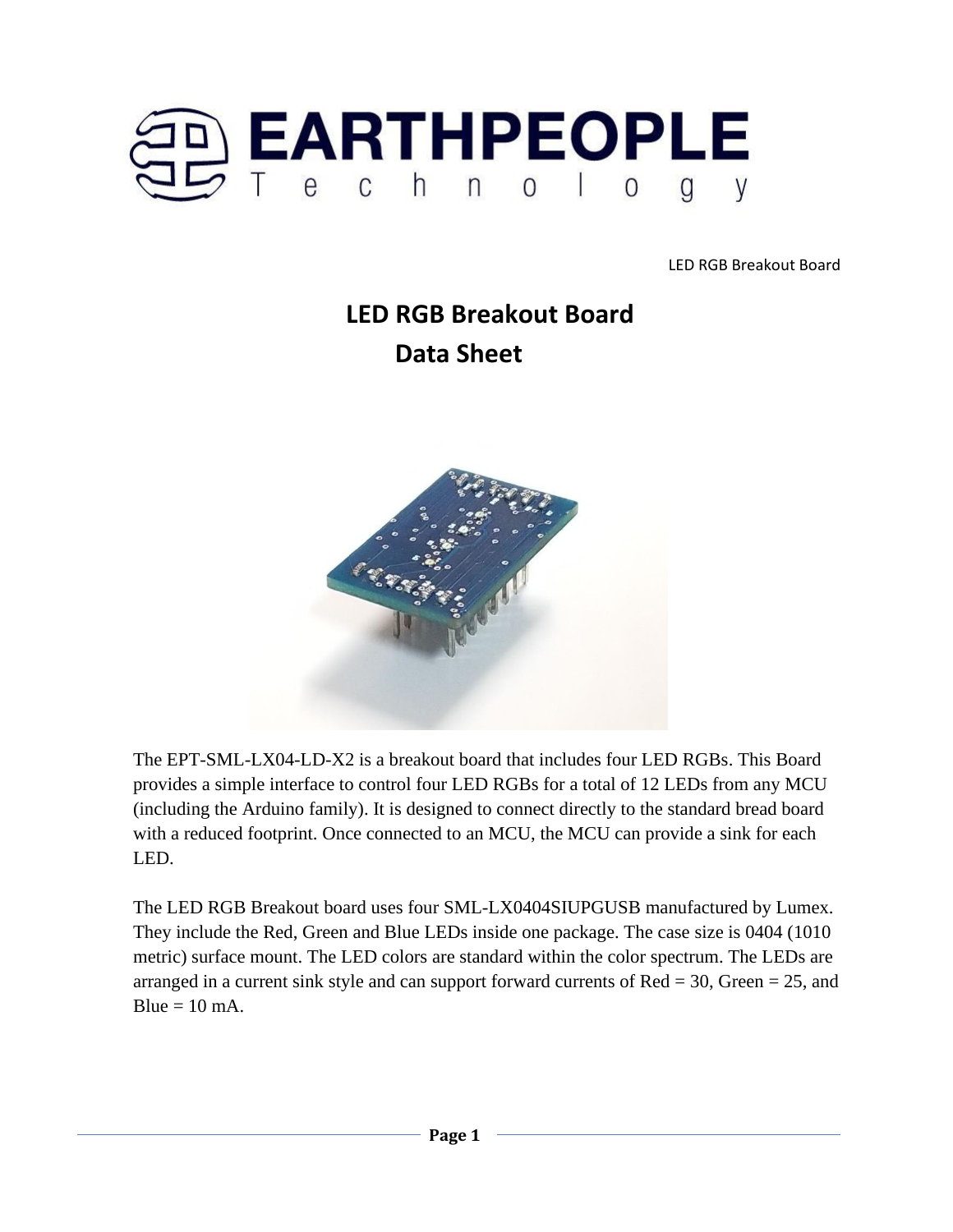# LED RGB Breakout Board Data Sheet

The EPT-SML-LX04-LD-X2 is a breakout board that includes four LED RGBs. This Board provides a simple interface to control four LED RGBs for a total of 12 LEDs from any MCU (including the Arduino family). It is designed to connect directly to the standard bread board with a reduced footprint. Once connected to an MCU, the MCU can provide a sink for each LED.

The LED RGB Breakout board uses four SML-LX0404SIUPGUSB manufactured by Lumex. They include the Red, Green and Blue LEDs inside one package. The case size is 0404 (1010 metric) surface mount. The LED colors are standard within the color spectrum. The LEDs are arranged in a current sink style and can support forward currents of Red = 30, Green = 25, and Blue = 10 mA.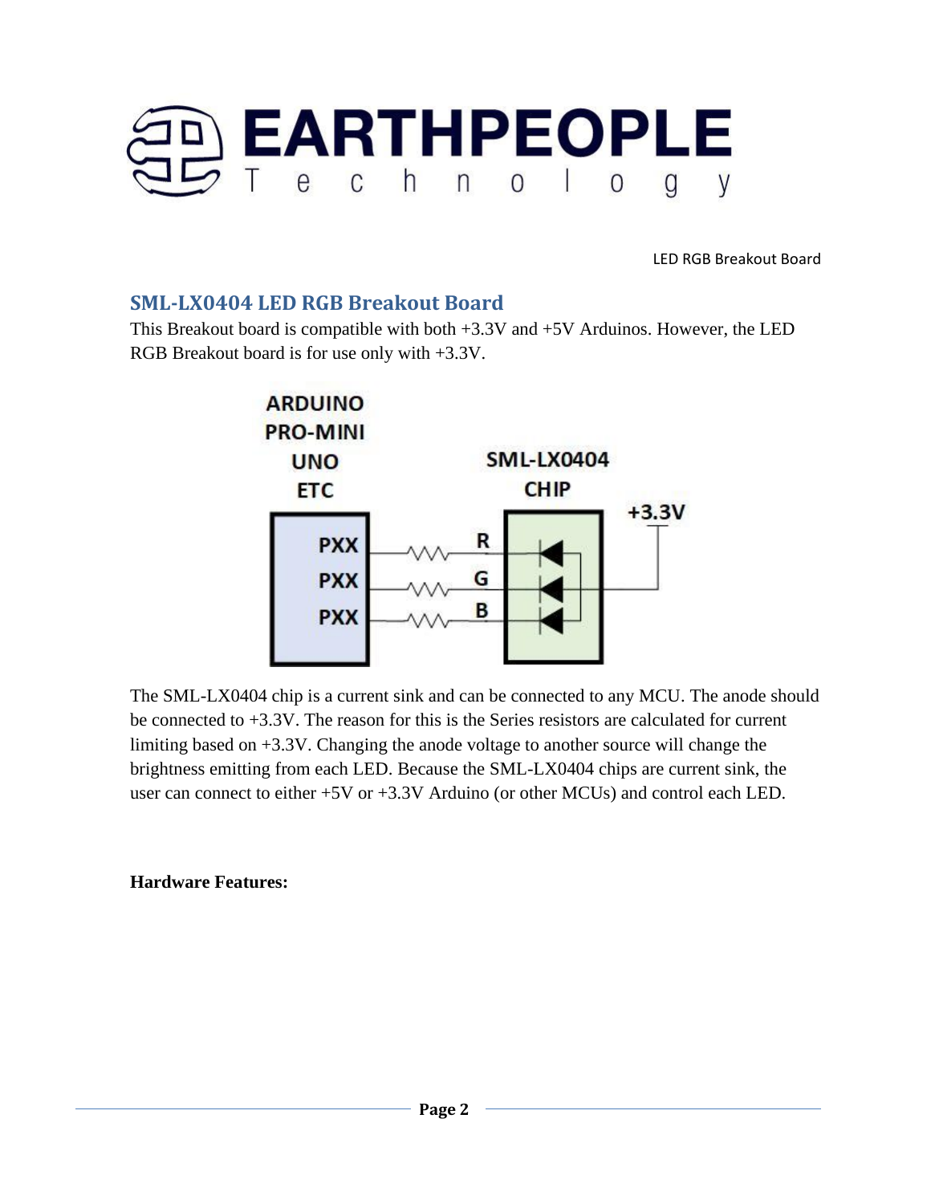## SML-LX0404 LED RGB Breakout Board

This Breakout board is compatible with both +3.3V and +5V Arduinos. However, the LED RGB Breakout board is for use only with +3.3V.

The SML-LX0404 chip is a current sink and can be connected to any MCU. The anode should be connected to +3.3V. The reason for this is the Series resistors are calculated for current limiting based on +3.3V. Changing the anode voltage to another source will change the brightness emitting from each LED. Because the SML-LX0404 chips are current sink, the user can connect to either +5V or +3.3V Arduino (or other MCUs) and control each LED.

**Hardware Features:**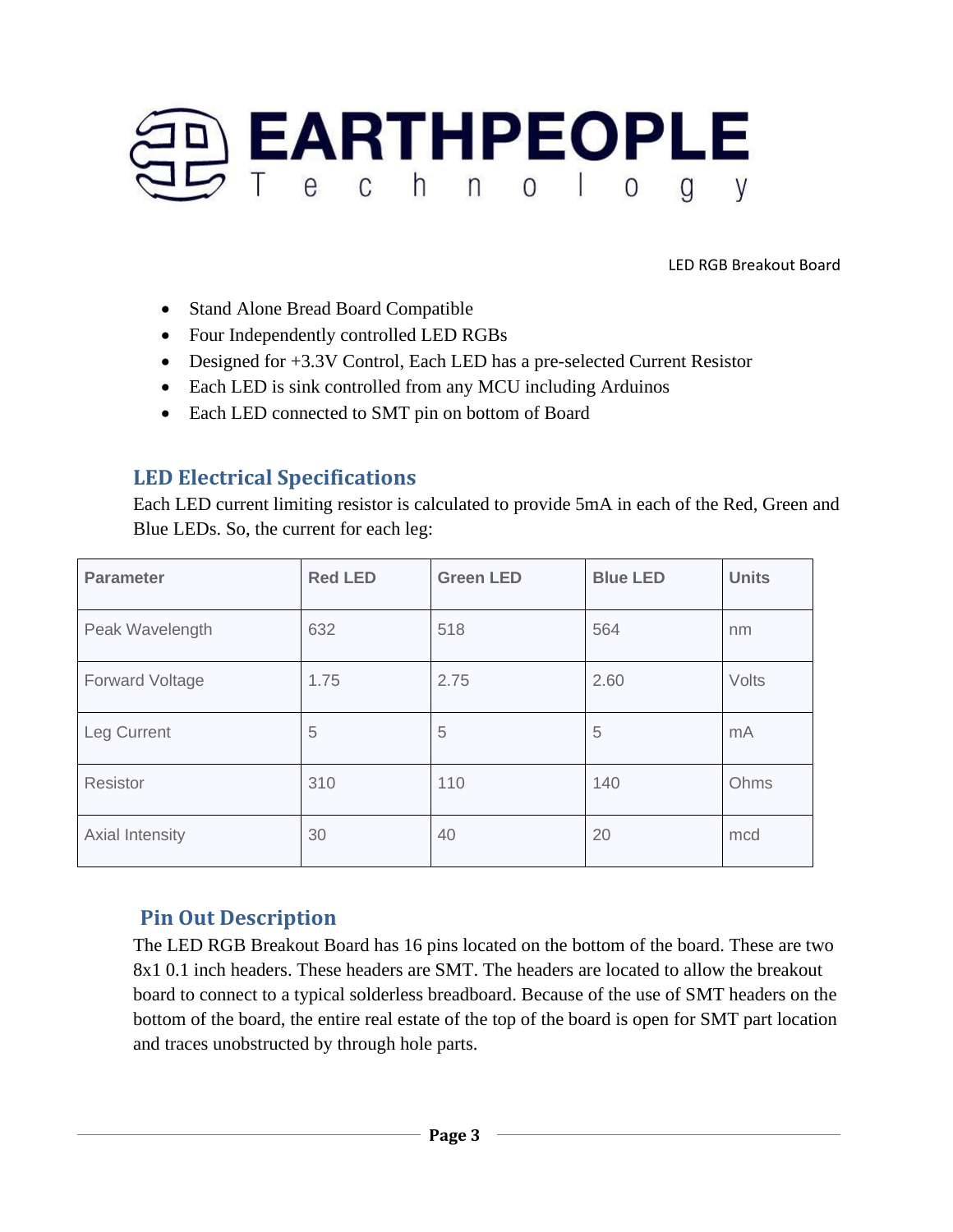- Stand Alone Bread Board Compatible
- Four Independently controlled LED RGBs
- Designed for +3.3V Control, Each LED has a pre-selected Current Resistor
- Each LED is sink controlled from any MCU including Arduinos
- Each LED connected to SMT pin on bottom of Board

## LED Electrical Specifications

Each LED current limiting resistor is calculated to provide 5mA in each of the Red, Green and Blue LEDs. So, the current for each leg:

| Parameter | Red LED | Green LED | Blue LED | Units |
| --- | --- | --- | --- | --- |
| Peak Wavelength | 632 | 518 | 564 | nm |
| Forward Voltage | 1.75 | 2.75 | 2.60 | Volts |
| Leg Current | 5 | 5 | 5 | mA |
| Resistor | 310 | 110 | 140 | Ohms |
| Axial Intensity | 30 | 40 | 20 | mcd |

## Pin Out Description

The LED RGB Breakout Board has 16 pins located on the bottom of the board. These are two 8x1 0.1 inch headers. These headers are SMT. The headers are located to allow the breakout board to connect to a typical solderless breadboard. Because of the use of SMT headers on the bottom of the board, the entire real estate of the top of the board is open for SMT part location and traces unobstructed by through hole parts.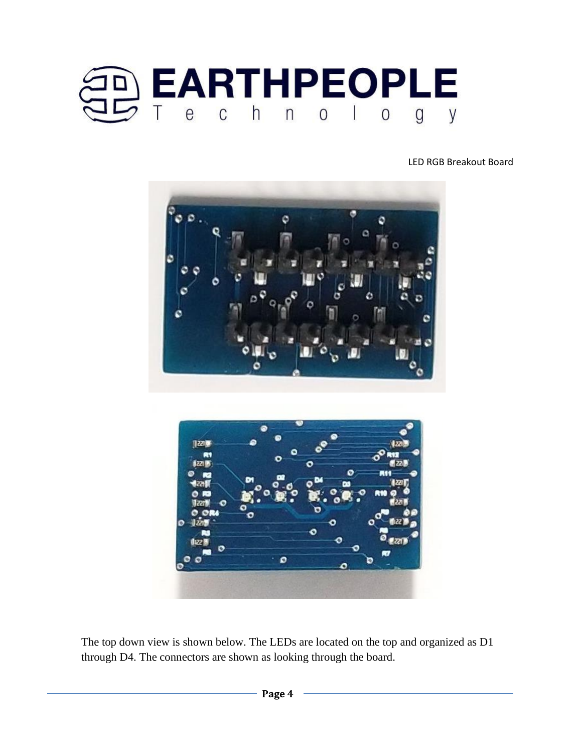The top down view is shown below. The LEDs are located on the top and organized as D1 through D4. The connectors are shown as looking through the board.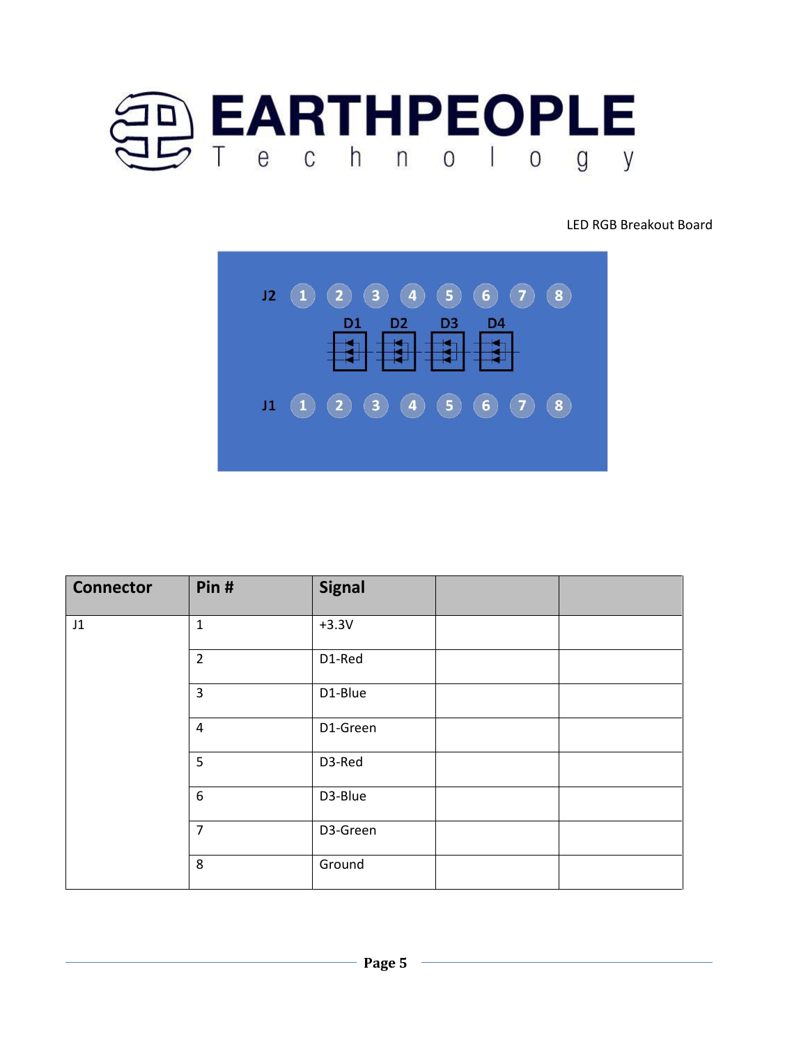LED RGB Breakout Board

| Connector | Pin # | Signal | | |
|---|---|---|---|---|
| J1 | 1 | +3.3V | | |
| | 2 | D1-Red | | |
| | 3 | D1-Blue | | |
| | 4 | D1-Green | | |
| | 5 | D3-Red | | |
| | 6 | D3-Blue | | |
| | 7 | D3-Green | | |
| | 8 | Ground | | |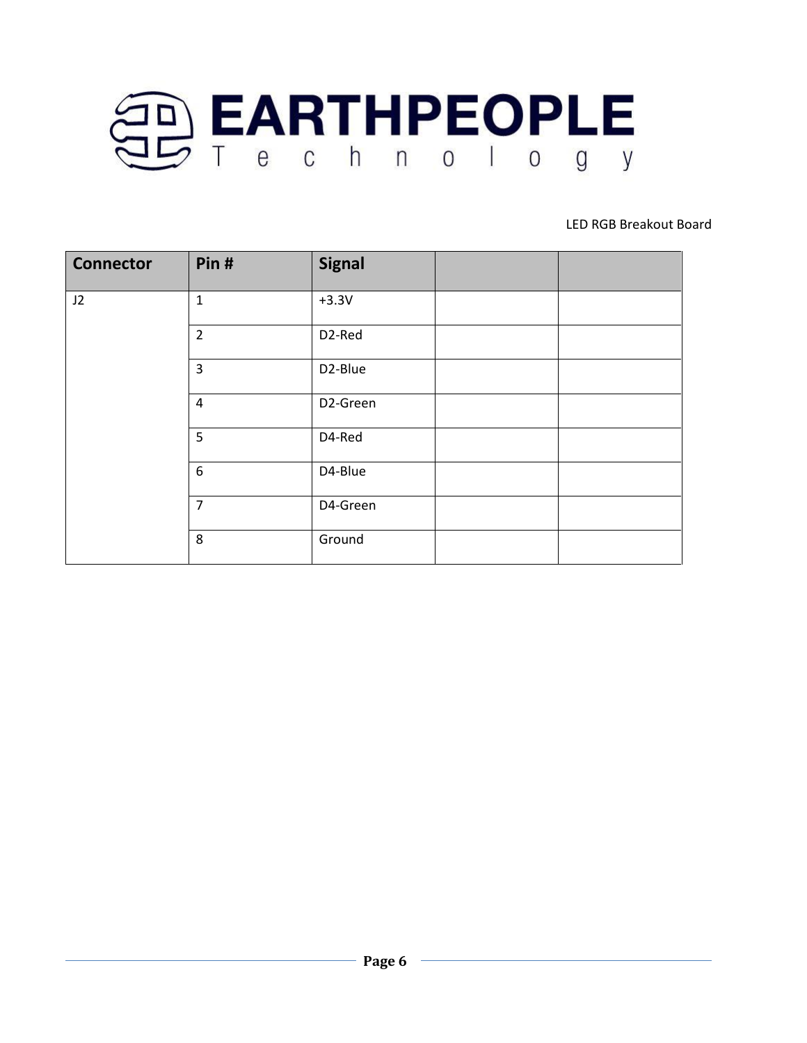| Connector | Pin # | Signal | | |
|---|---|---|---|---|
| J2 | 1 | +3.3V | | |
| | 2 | D2-Red | | |
| | 3 | D2-Blue | | |
| | 4 | D2-Green | | |
| | 5 | D4-Red | | |
| | 6 | D4-Blue | | |
| | 7 | D4-Green | | |
| | 8 | Ground | | |